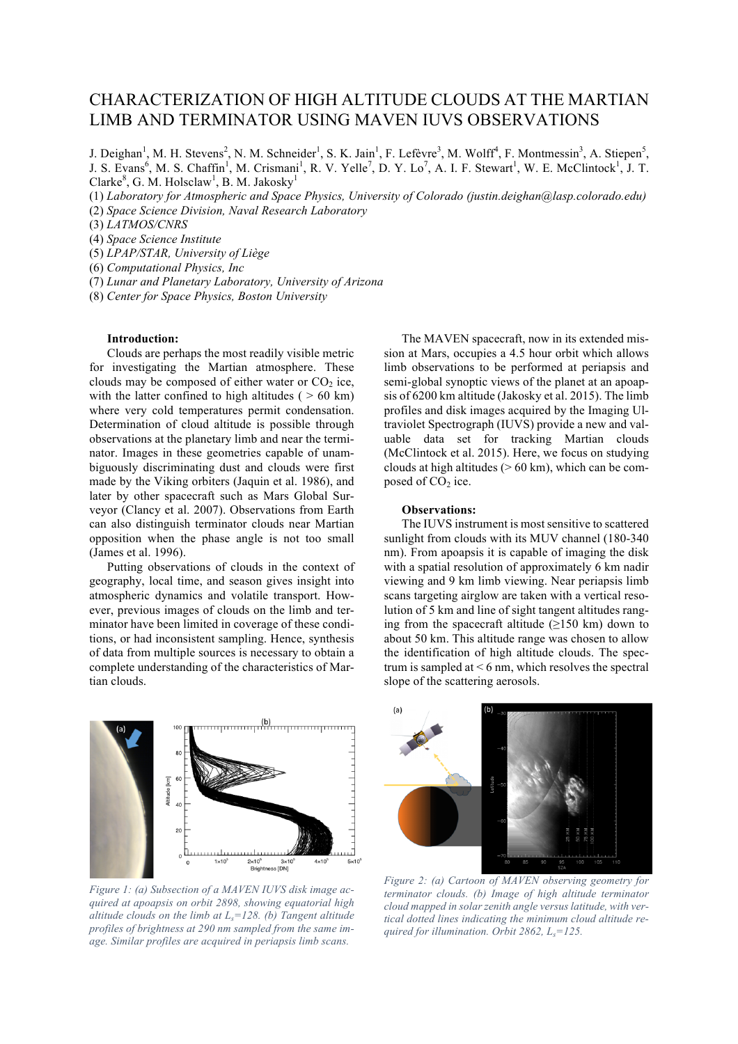# CHARACTERIZATION OF HIGH ALTITUDE CLOUDS AT THE MARTIAN LIMB AND TERMINATOR USING MAVEN IUVS OBSERVATIONS

J. Deighan[1], M. H. Stevens[2], N. M. Schneider[1], S. K. Jain[1], F. Lefèvre[3], M. Wolff[4], F. Montmessin[3], A. Stiepen[5], J. S. Evans[6], M. S. Chaffin[1], M. Crismani[1], R. V. Yelle[7], D. Y. Lo[7], A. I. F. Stewart[1], W. E. McClintock[1], J. T. Clarke[8], G. M. Holsclaw[1], B. M. Jakosky[1]

(1) *Laboratory for Atmospheric and Space Physics, University of Colorado (justin.deighan@lasp.colorado.edu)*
(2) *Space Science Division, Naval Research Laboratory*
(3) *LATMOS/CNRS*
(4) *Space Science Institute*
(5) *LPAP/STAR, University of Liège*
(6) *Computational Physics, Inc*
(7) *Lunar and Planetary Laboratory, University of Arizona*
(8) *Center for Space Physics, Boston University*

**Introduction:**

Clouds are perhaps the most readily visible metric for investigating the Martian atmosphere. These clouds may be composed of either water or $CO_2$ ice, with the latter confined to high altitudes ( > 60 km) where very cold temperatures permit condensation. Determination of cloud altitude is possible through observations at the planetary limb and near the terminator. Images in these geometries capable of unambiguously discriminating dust and clouds were first made by the Viking orbiters (Jaquin et al. 1986), and later by other spacecraft such as Mars Global Surveyor (Clancy et al. 2007). Observations from Earth can also distinguish terminator clouds near Martian opposition when the phase angle is not too small (James et al. 1996).

Putting observations of clouds in the context of geography, local time, and season gives insight into atmospheric dynamics and volatile transport. However, previous images of clouds on the limb and terminator have been limited in coverage of these conditions, or had inconsistent sampling. Hence, synthesis of data from multiple sources is necessary to obtain a complete understanding of the characteristics of Martian clouds.

The MAVEN spacecraft, now in its extended mission at Mars, occupies a 4.5 hour orbit which allows limb observations to be performed at periapsis and semi-global synoptic views of the planet at an apoapsis of 6200 km altitude (Jakosky et al. 2015). The limb profiles and disk images acquired by the Imaging Ultraviolet Spectrograph (IUVS) provide a new and valuable data set for tracking Martian clouds (McClintock et al. 2015). Here, we focus on studying clouds at high altitudes (> 60 km), which can be composed of $CO_2$ ice.

**Observations:**

The IUVS instrument is most sensitive to scattered sunlight from clouds with its MUV channel (180-340 nm). From apoapsis it is capable of imaging the disk with a spatial resolution of approximately 6 km nadir viewing and 9 km limb viewing. Near periapsis limb scans targeting airglow are taken with a vertical resolution of 5 km and line of sight tangent altitudes ranging from the spacecraft altitude (≥150 km) down to about 50 km. This altitude range was chosen to allow the identification of high altitude clouds. The spectrum is sampled at < 6 nm, which resolves the spectral slope of the scattering aerosols.

*Figure 1: (a) Subsection of a MAVEN IUVS disk image acquired at apoapsis on orbit 2898, showing equatorial high altitude clouds on the limb at $L_s$=128. (b) Tangent altitude profiles of brightness at 290 nm sampled from the same image. Similar profiles are acquired in periapsis limb scans.*

*Figure 2: (a) Cartoon of MAVEN observing geometry for terminator clouds. (b) Image of high altitude terminator cloud mapped in solar zenith angle versus latitude, with vertical dotted lines indicating the minimum cloud altitude required for illumination. Orbit 2862, $L_s$=125.*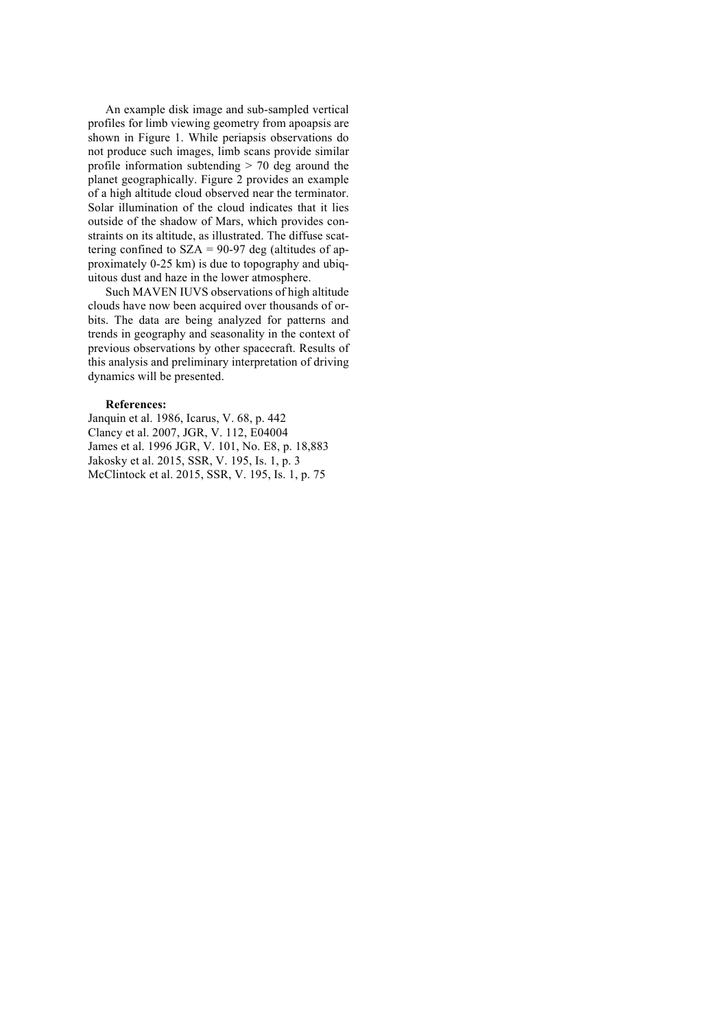An example disk image and sub-sampled vertical profiles for limb viewing geometry from apoapsis are shown in Figure 1. While periapsis observations do not produce such images, limb scans provide similar profile information subtending > 70 deg around the planet geographically. Figure 2 provides an example of a high altitude cloud observed near the terminator. Solar illumination of the cloud indicates that it lies outside of the shadow of Mars, which provides constraints on its altitude, as illustrated. The diffuse scattering confined to SZA = 90-97 deg (altitudes of approximately 0-25 km) is due to topography and ubiquitous dust and haze in the lower atmosphere.

Such MAVEN IUVS observations of high altitude clouds have now been acquired over thousands of orbits. The data are being analyzed for patterns and trends in geography and seasonality in the context of previous observations by other spacecraft. Results of this analysis and preliminary interpretation of driving dynamics will be presented.

**References:**

Janquin et al. 1986, Icarus, V. 68, p. 442
Clancy et al. 2007, JGR, V. 112, E04004
James et al. 1996 JGR, V. 101, No. E8, p. 18,883
Jakosky et al. 2015, SSR, V. 195, Is. 1, p. 3
McClintock et al. 2015, SSR, V. 195, Is. 1, p. 75